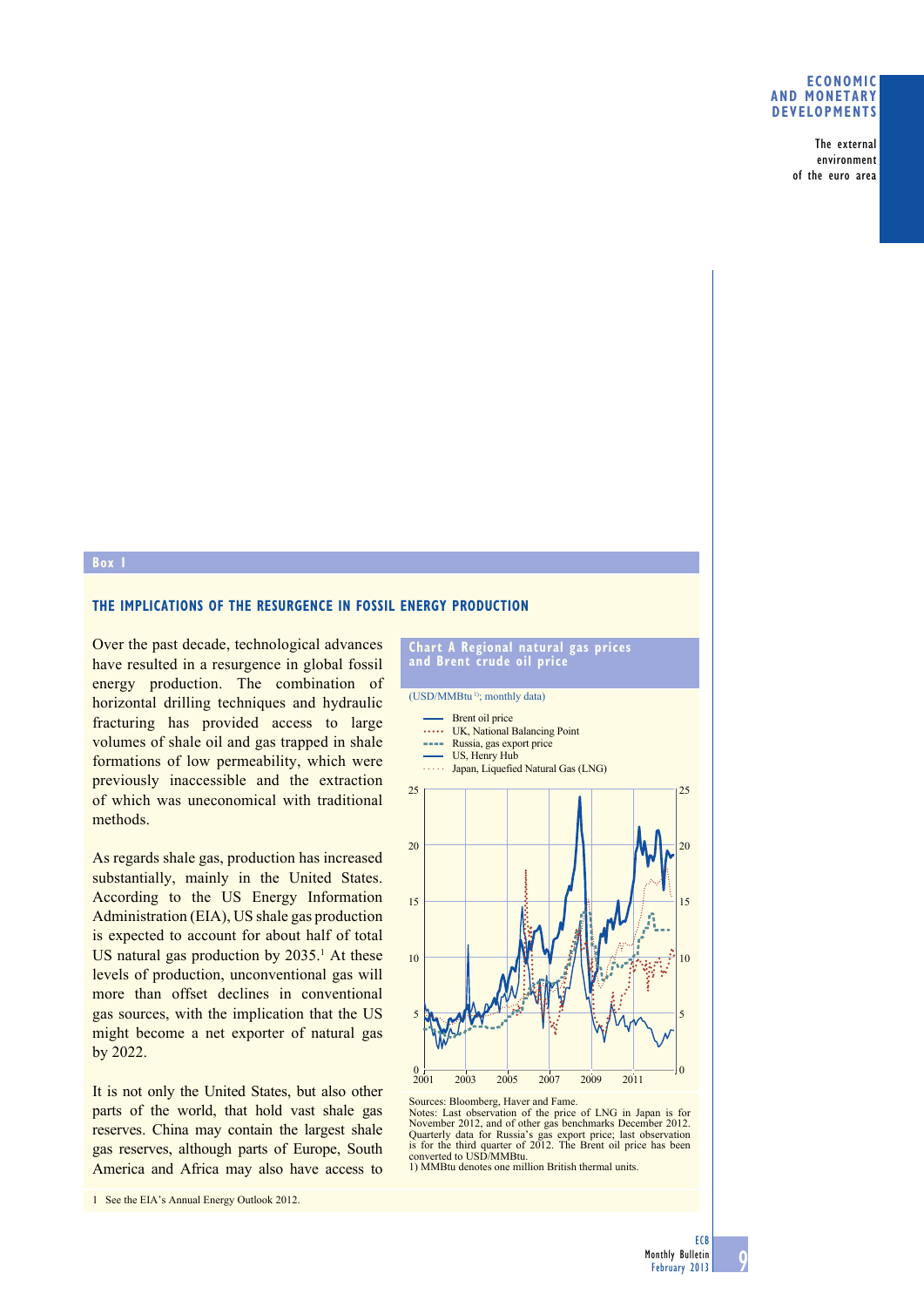## Box 1

### THE IMPLICATIONS OF THE RESURGENCE IN FOSSIL ENERGY PRODUCTION

Over the past decade, technological advances have resulted in a resurgence in global fossil energy production. The combination of horizontal drilling techniques and hydraulic fracturing has provided access to large volumes of shale oil and gas trapped in shale formations of low permeability, which were previously inaccessible and the extraction of which was uneconomical with traditional methods.

As regards shale gas, production has increased substantially, mainly in the United States. According to the US Energy Information Administration (EIA), US shale gas production is expected to account for about half of total US natural gas production by 2035.[1] At these levels of production, unconventional gas will more than offset declines in conventional gas sources, with the implication that the US might become a net exporter of natural gas by 2022.

It is not only the United States, but also other parts of the world, that hold vast shale gas reserves. China may contain the largest shale gas reserves, although parts of Europe, South America and Africa may also have access to

**Chart A Regional natural gas prices and Brent crude oil price**

(USD/MMBtu[1]; monthly data)

- Brent oil price
- UK, National Balancing Point
- Russia, gas export price
- US, Henry Hub
- Japan, Liquefied Natural Gas (LNG)

Sources: Bloomberg, Haver and Fame.
Notes: Last observation of the price of LNG in Japan is for November 2012, and of other gas benchmarks December 2012. Quarterly data for Russia's gas export price; last observation is for the third quarter of 2012. The Brent oil price has been converted to USD/MMBtu.
1) MMBtu denotes one million British thermal units.

1 See the EIA's Annual Energy Outlook 2012.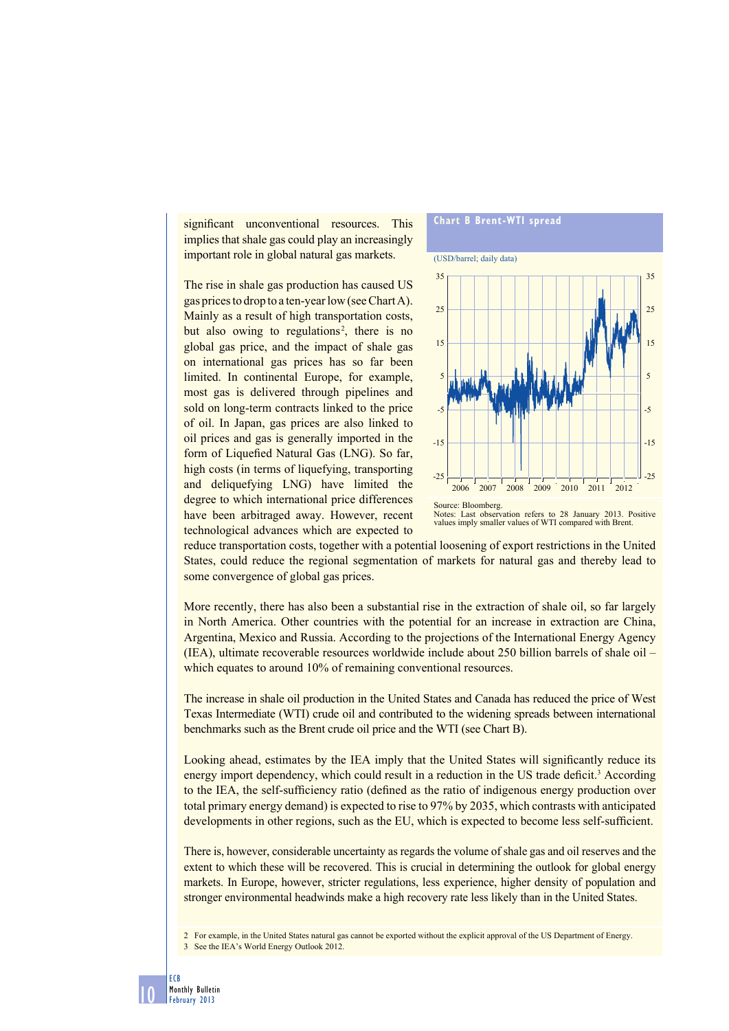significant unconventional resources. This implies that shale gas could play an increasingly important role in global natural gas markets.

The rise in shale gas production has caused US gas prices to drop to a ten-year low (see Chart A). Mainly as a result of high transportation costs, but also owing to regulations[2], there is no global gas price, and the impact of shale gas on international gas prices has so far been limited. In continental Europe, for example, most gas is delivered through pipelines and sold on long-term contracts linked to the price of oil. In Japan, gas prices are also linked to oil prices and gas is generally imported in the form of Liquefied Natural Gas (LNG). So far, high costs (in terms of liquefying, transporting and deliquefying LNG) have limited the degree to which international price differences have been arbitraged away. However, recent technological advances which are expected to reduce transportation costs, together with a potential loosening of export restrictions in the United States, could reduce the regional segmentation of markets for natural gas and thereby lead to some convergence of global gas prices.

**Chart B Brent-WTI spread**

(USD/barrel; daily data)

Source: Bloomberg.
Notes: Last observation refers to 28 January 2013. Positive values imply smaller values of WTI compared with Brent.

More recently, there has also been a substantial rise in the extraction of shale oil, so far largely in North America. Other countries with the potential for an increase in extraction are China, Argentina, Mexico and Russia. According to the projections of the International Energy Agency (IEA), ultimate recoverable resources worldwide include about 250 billion barrels of shale oil – which equates to around 10% of remaining conventional resources.

The increase in shale oil production in the United States and Canada has reduced the price of West Texas Intermediate (WTI) crude oil and contributed to the widening spreads between international benchmarks such as the Brent crude oil price and the WTI (see Chart B).

Looking ahead, estimates by the IEA imply that the United States will significantly reduce its energy import dependency, which could result in a reduction in the US trade deficit.[3] According to the IEA, the self-sufficiency ratio (defined as the ratio of indigenous energy production over total primary energy demand) is expected to rise to 97% by 2035, which contrasts with anticipated developments in other regions, such as the EU, which is expected to become less self-sufficient.

There is, however, considerable uncertainty as regards the volume of shale gas and oil reserves and the extent to which these will be recovered. This is crucial in determining the outlook for global energy markets. In Europe, however, stricter regulations, less experience, higher density of population and stronger environmental headwinds make a high recovery rate less likely than in the United States.

2 For example, in the United States natural gas cannot be exported without the explicit approval of the US Department of Energy.
3 See the IEA's World Energy Outlook 2012.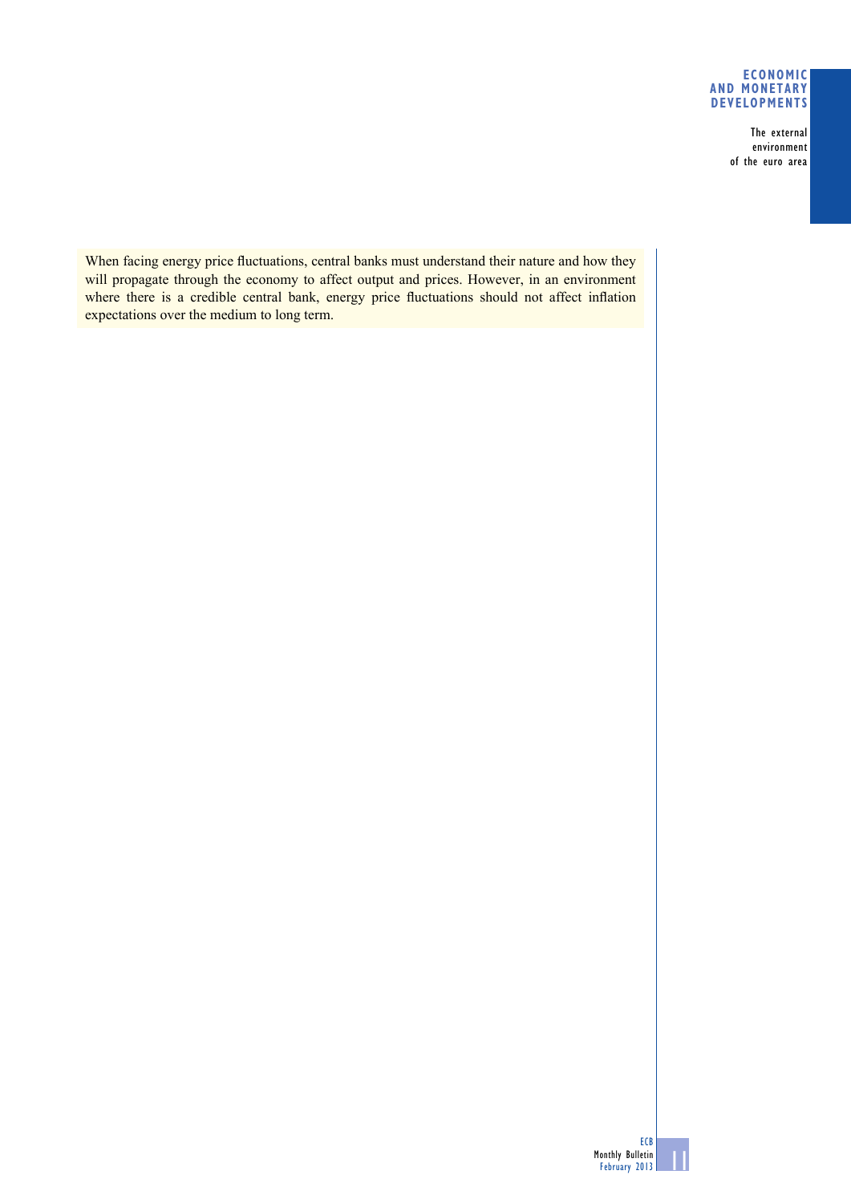When facing energy price fluctuations, central banks must understand their nature and how they will propagate through the economy to affect output and prices. However, in an environment where there is a credible central bank, energy price fluctuations should not affect inflation expectations over the medium to long term.